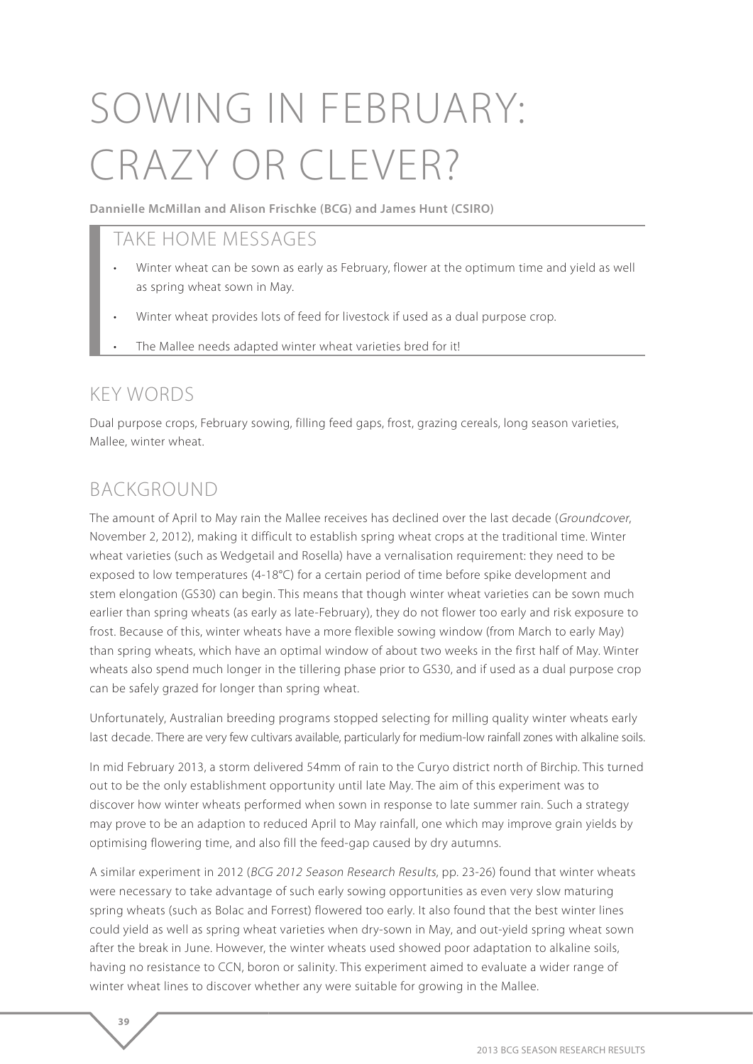# SOWING IN FEBRUARY: CRAZY OR CLEVER?

**Dannielle McMillan and Alison Frischke (BCG) and James Hunt (CSIRO)**

## TAKE HOME MESSAGES

- Winter wheat can be sown as early as February, flower at the optimum time and yield as well as spring wheat sown in May.
- Winter wheat provides lots of feed for livestock if used as a dual purpose crop.
- The Mallee needs adapted winter wheat varieties bred for it!

## KEY WORDS

Dual purpose crops, February sowing, filling feed gaps, frost, grazing cereals, long season varieties, Mallee, winter wheat.

## BACKGROUND

The amount of April to May rain the Mallee receives has declined over the last decade (*Groundcover*, November 2, 2012), making it difficult to establish spring wheat crops at the traditional time. Winter wheat varieties (such as Wedgetail and Rosella) have a vernalisation requirement: they need to be exposed to low temperatures (4-18°C) for a certain period of time before spike development and stem elongation (GS30) can begin. This means that though winter wheat varieties can be sown much earlier than spring wheats (as early as late-February), they do not flower too early and risk exposure to frost. Because of this, winter wheats have a more flexible sowing window (from March to early May) than spring wheats, which have an optimal window of about two weeks in the first half of May. Winter wheats also spend much longer in the tillering phase prior to GS30, and if used as a dual purpose crop can be safely grazed for longer than spring wheat.

Unfortunately, Australian breeding programs stopped selecting for milling quality winter wheats early last decade. There are very few cultivars available, particularly for medium-low rainfall zones with alkaline soils.

In mid February 2013, a storm delivered 54mm of rain to the Curyo district north of Birchip. This turned out to be the only establishment opportunity until late May. The aim of this experiment was to discover how winter wheats performed when sown in response to late summer rain. Such a strategy may prove to be an adaption to reduced April to May rainfall, one which may improve grain yields by optimising flowering time, and also fill the feed-gap caused by dry autumns.

A similar experiment in 2012 (*BCG 2012 Season Research Results*, pp. 23-26) found that winter wheats were necessary to take advantage of such early sowing opportunities as even very slow maturing spring wheats (such as Bolac and Forrest) flowered too early. It also found that the best winter lines could yield as well as spring wheat varieties when dry-sown in May, and out-yield spring wheat sown after the break in June. However, the winter wheats used showed poor adaptation to alkaline soils, having no resistance to CCN, boron or salinity. This experiment aimed to evaluate a wider range of winter wheat lines to discover whether any were suitable for growing in the Mallee.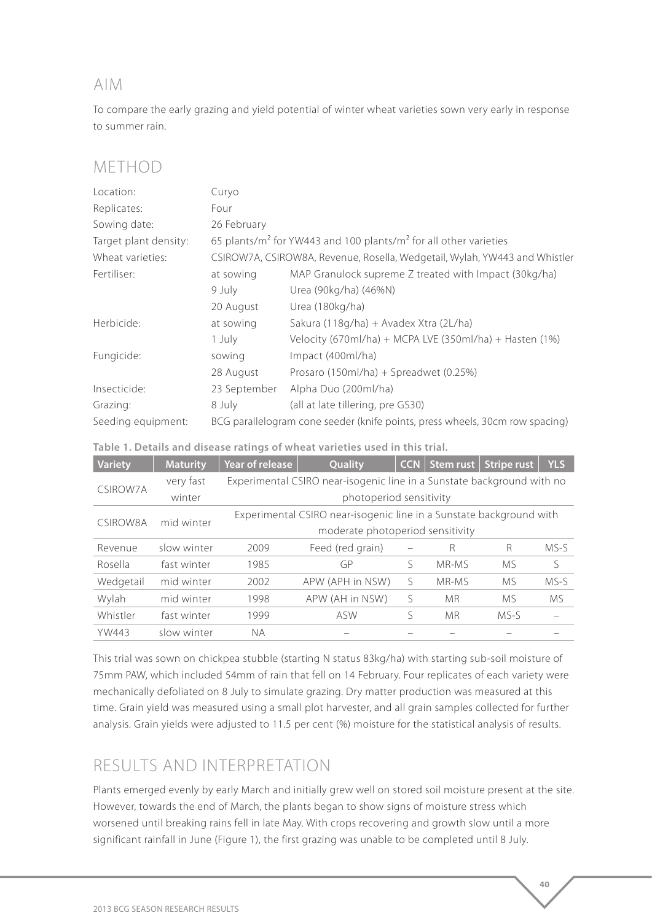## AIM

To compare the early grazing and yield potential of winter wheat varieties sown very early in response to summer rain.

## METHOD

| | | |
|---|---|---|
| Location: | Curyo | |
| Replicates: | Four | |
| Sowing date: | 26 February | |
| Target plant density: | 65 plants/m² for YW443 and 100 plants/m² for all other varieties | |
| Wheat varieties: | CSIROW7A, CSIROW8A, Revenue, Rosella, Wedgetail, Wylah, YW443 and Whistler | |
| Fertiliser: | at sowing | MAP Granulock supreme Z treated with Impact (30kg/ha) |
| | 9 July | Urea (90kg/ha) (46%N) |
| | 20 August | Urea (180kg/ha) |
| Herbicide: | at sowing | Sakura (118g/ha) + Avadex Xtra (2L/ha) |
| | 1 July | Velocity (670ml/ha) + MCPA LVE (350ml/ha) + Hasten (1%) |
| Fungicide: | sowing | Impact (400ml/ha) |
| | 28 August | Prosaro (150ml/ha) + Spreadwet (0.25%) |
| Insecticide: | 23 September | Alpha Duo (200ml/ha) |
| Grazing: | 8 July | (all at late tillering, pre GS30) |
| Seeding equipment: | BCG parallelogram cone seeder (knife points, press wheels, 30cm row spacing) | |

**Table 1. Details and disease ratings of wheat varieties used in this trial.**

| Variety | Maturity | Year of release | Quality | CCN | Stem rust | Stripe rust | YLS |
|---|---|---|---|---|---|---|---|
| CSIROW7A | very fast winter | Experimental CSIRO near-isogenic line in a Sunstate background with no photoperiod sensitivity | | | | | |
| CSIROW8A | mid winter | Experimental CSIRO near-isogenic line in a Sunstate background with moderate photoperiod sensitivity | | | | | |
| Revenue | slow winter | 2009 | Feed (red grain) | – | R | R | MS-S |
| Rosella | fast winter | 1985 | GP | S | MR-MS | MS | S |
| Wedgetail | mid winter | 2002 | APW (APH in NSW) | S | MR-MS | MS | MS-S |
| Wylah | mid winter | 1998 | APW (AH in NSW) | S | MR | MS | MS |
| Whistler | fast winter | 1999 | ASW | S | MR | MS-S | – |
| YW443 | slow winter | NA | – | – | – | – | – |

This trial was sown on chickpea stubble (starting N status 83kg/ha) with starting sub-soil moisture of 75mm PAW, which included 54mm of rain that fell on 14 February. Four replicates of each variety were mechanically defoliated on 8 July to simulate grazing. Dry matter production was measured at this time. Grain yield was measured using a small plot harvester, and all grain samples collected for further analysis. Grain yields were adjusted to 11.5 per cent (%) moisture for the statistical analysis of results.

## RESULTS AND INTERPRETATION

Plants emerged evenly by early March and initially grew well on stored soil moisture present at the site. However, towards the end of March, the plants began to show signs of moisture stress which worsened until breaking rains fell in late May. With crops recovering and growth slow until a more significant rainfall in June (Figure 1), the first grazing was unable to be completed until 8 July.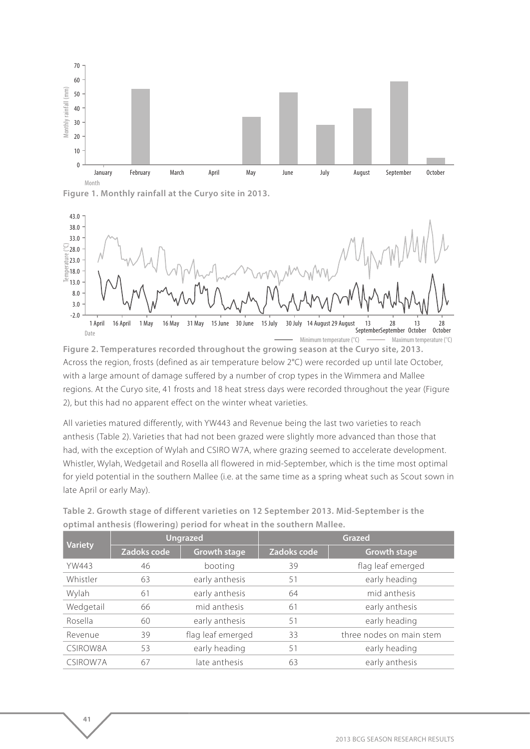**Figure 1. Monthly rainfall at the Curyo site in 2013.**

**Figure 2. Temperatures recorded throughout the growing season at the Curyo site, 2013.**

Across the region, frosts (defined as air temperature below 2°C) were recorded up until late October, with a large amount of damage suffered by a number of crop types in the Wimmera and Mallee regions. At the Curyo site, 41 frosts and 18 heat stress days were recorded throughout the year (Figure 2), but this had no apparent effect on the winter wheat varieties.

All varieties matured differently, with YW443 and Revenue being the last two varieties to reach anthesis (Table 2). Varieties that had not been grazed were slightly more advanced than those that had, with the exception of Wylah and CSIRO W7A, where grazing seemed to accelerate development. Whistler, Wylah, Wedgetail and Rosella all flowered in mid-September, which is the time most optimal for yield potential in the southern Mallee (i.e. at the same time as a spring wheat such as Scout sown in late April or early May).

**Table 2. Growth stage of different varieties on 12 September 2013. Mid-September is the optimal anthesis (flowering) period for wheat in the southern Mallee.**

| Variety | Ungrazed | | Grazed | |
|---|---|---|---|---|
| | Zadoks code | Growth stage | Zadoks code | Growth stage |
| YW443 | 46 | booting | 39 | flag leaf emerged |
| Whistler | 63 | early anthesis | 51 | early heading |
| Wylah | 61 | early anthesis | 64 | mid anthesis |
| Wedgetail | 66 | mid anthesis | 61 | early anthesis |
| Rosella | 60 | early anthesis | 51 | early heading |
| Revenue | 39 | flag leaf emerged | 33 | three nodes on main stem |
| CSIROW8A | 53 | early heading | 51 | early heading |
| CSIROW7A | 67 | late anthesis | 63 | early anthesis |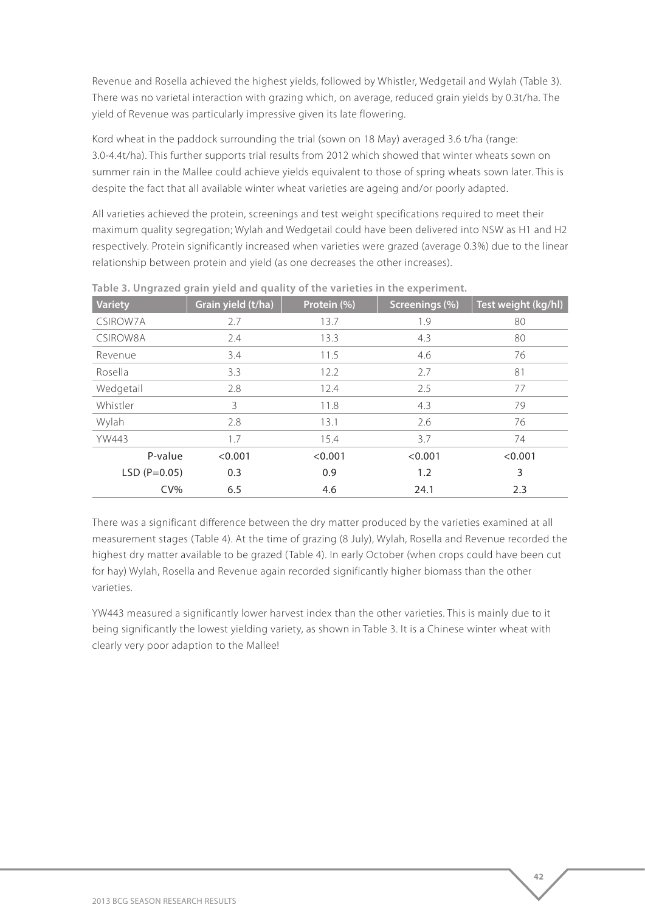Revenue and Rosella achieved the highest yields, followed by Whistler, Wedgetail and Wylah (Table 3). There was no varietal interaction with grazing which, on average, reduced grain yields by 0.3t/ha. The yield of Revenue was particularly impressive given its late flowering.

Kord wheat in the paddock surrounding the trial (sown on 18 May) averaged 3.6 t/ha (range: 3.0-4.4t/ha). This further supports trial results from 2012 which showed that winter wheats sown on summer rain in the Mallee could achieve yields equivalent to those of spring wheats sown later. This is despite the fact that all available winter wheat varieties are ageing and/or poorly adapted.

All varieties achieved the protein, screenings and test weight specifications required to meet their maximum quality segregation; Wylah and Wedgetail could have been delivered into NSW as H1 and H2 respectively. Protein significantly increased when varieties were grazed (average 0.3%) due to the linear relationship between protein and yield (as one decreases the other increases).

**Table 3. Ungrazed grain yield and quality of the varieties in the experiment.**

| Variety | Grain yield (t/ha) | Protein (%) | Screenings (%) | Test weight (kg/hl) |
|---|---|---|---|---|
| CSIROW7A | 2.7 | 13.7 | 1.9 | 80 |
| CSIROW8A | 2.4 | 13.3 | 4.3 | 80 |
| Revenue | 3.4 | 11.5 | 4.6 | 76 |
| Rosella | 3.3 | 12.2 | 2.7 | 81 |
| Wedgetail | 2.8 | 12.4 | 2.5 | 77 |
| Whistler | 3 | 11.8 | 4.3 | 79 |
| Wylah | 2.8 | 13.1 | 2.6 | 76 |
| YW443 | 1.7 | 15.4 | 3.7 | 74 |
| P-value | <0.001 | <0.001 | <0.001 | <0.001 |
| LSD (P=0.05) | 0.3 | 0.9 | 1.2 | 3 |
| CV% | 6.5 | 4.6 | 24.1 | 2.3 |

There was a significant difference between the dry matter produced by the varieties examined at all measurement stages (Table 4). At the time of grazing (8 July), Wylah, Rosella and Revenue recorded the highest dry matter available to be grazed (Table 4). In early October (when crops could have been cut for hay) Wylah, Rosella and Revenue again recorded significantly higher biomass than the other varieties.

YW443 measured a significantly lower harvest index than the other varieties. This is mainly due to it being significantly the lowest yielding variety, as shown in Table 3. It is a Chinese winter wheat with clearly very poor adaption to the Mallee!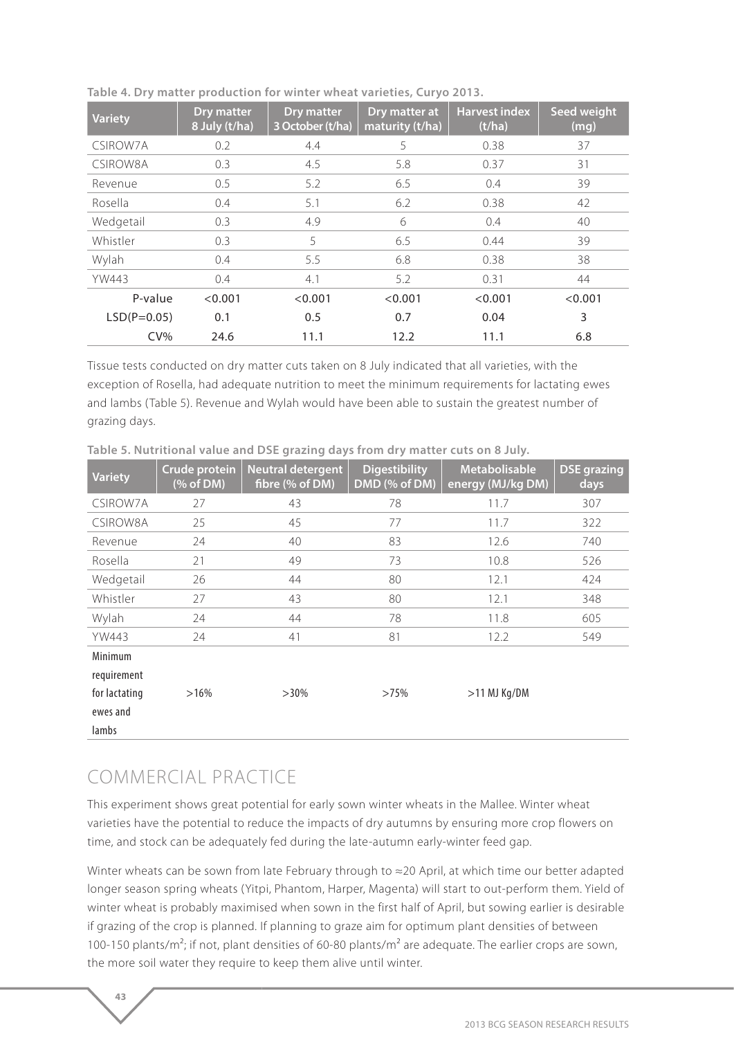**Table 4. Dry matter production for winter wheat varieties, Curyo 2013.**

| Variety | Dry matter 8 July (t/ha) | Dry matter 3 October (t/ha) | Dry matter at maturity (t/ha) | Harvest index (t/ha) | Seed weight (mg) |
|---|---|---|---|---|---|
| CSIROW7A | 0.2 | 4.4 | 5 | 0.38 | 37 |
| CSIROW8A | 0.3 | 4.5 | 5.8 | 0.37 | 31 |
| Revenue | 0.5 | 5.2 | 6.5 | 0.4 | 39 |
| Rosella | 0.4 | 5.1 | 6.2 | 0.38 | 42 |
| Wedgetail | 0.3 | 4.9 | 6 | 0.4 | 40 |
| Whistler | 0.3 | 5 | 6.5 | 0.44 | 39 |
| Wylah | 0.4 | 5.5 | 6.8 | 0.38 | 38 |
| YW443 | 0.4 | 4.1 | 5.2 | 0.31 | 44 |
| P-value | <0.001 | <0.001 | <0.001 | <0.001 | <0.001 |
| LSD(P=0.05) | 0.1 | 0.5 | 0.7 | 0.04 | 3 |
| CV% | 24.6 | 11.1 | 12.2 | 11.1 | 6.8 |

Tissue tests conducted on dry matter cuts taken on 8 July indicated that all varieties, with the exception of Rosella, had adequate nutrition to meet the minimum requirements for lactating ewes and lambs (Table 5). Revenue and Wylah would have been able to sustain the greatest number of grazing days.

**Table 5. Nutritional value and DSE grazing days from dry matter cuts on 8 July.**

| Variety | Crude protein (% of DM) | Neutral detergent fibre (% of DM) | Digestibility DMD (% of DM) | Metabolisable energy (MJ/kg DM) | DSE grazing days |
|---|---|---|---|---|---|
| CSIROW7A | 27 | 43 | 78 | 11.7 | 307 |
| CSIROW8A | 25 | 45 | 77 | 11.7 | 322 |
| Revenue | 24 | 40 | 83 | 12.6 | 740 |
| Rosella | 21 | 49 | 73 | 10.8 | 526 |
| Wedgetail | 26 | 44 | 80 | 12.1 | 424 |
| Whistler | 27 | 43 | 80 | 12.1 | 348 |
| Wylah | 24 | 44 | 78 | 11.8 | 605 |
| YW443 | 24 | 41 | 81 | 12.2 | 549 |
| Minimum requirement for lactating ewes and lambs | >16% | >30% | >75% | >11 MJ Kg/DM | |

## COMMERCIAL PRACTICE

This experiment shows great potential for early sown winter wheats in the Mallee. Winter wheat varieties have the potential to reduce the impacts of dry autumns by ensuring more crop flowers on time, and stock can be adequately fed during the late-autumn early-winter feed gap.

Winter wheats can be sown from late February through to ≈20 April, at which time our better adapted longer season spring wheats (Yitpi, Phantom, Harper, Magenta) will start to out-perform them. Yield of winter wheat is probably maximised when sown in the first half of April, but sowing earlier is desirable if grazing of the crop is planned. If planning to graze aim for optimum plant densities of between 100-150 plants/m$^2$; if not, plant densities of 60-80 plants/m$^2$ are adequate. The earlier crops are sown, the more soil water they require to keep them alive until winter.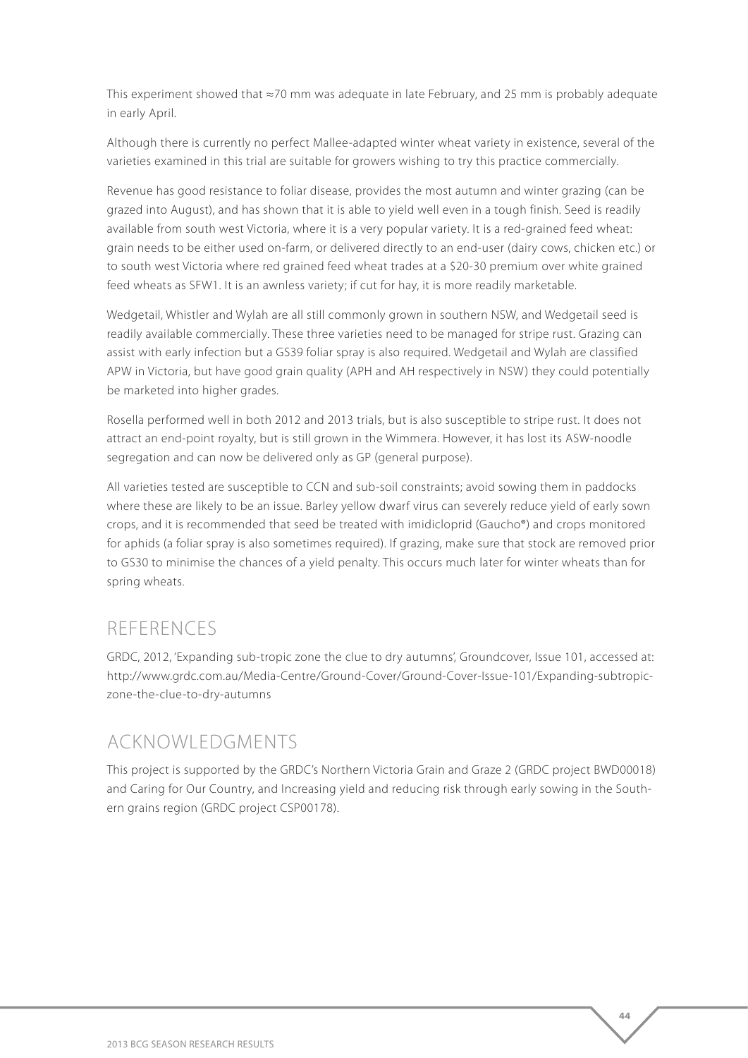This experiment showed that ≈70 mm was adequate in late February, and 25 mm is probably adequate in early April.

Although there is currently no perfect Mallee-adapted winter wheat variety in existence, several of the varieties examined in this trial are suitable for growers wishing to try this practice commercially.

Revenue has good resistance to foliar disease, provides the most autumn and winter grazing (can be grazed into August), and has shown that it is able to yield well even in a tough finish. Seed is readily available from south west Victoria, where it is a very popular variety. It is a red-grained feed wheat: grain needs to be either used on-farm, or delivered directly to an end-user (dairy cows, chicken etc.) or to south west Victoria where red grained feed wheat trades at a $20-30 premium over white grained feed wheats as SFW1. It is an awnless variety; if cut for hay, it is more readily marketable.

Wedgetail, Whistler and Wylah are all still commonly grown in southern NSW, and Wedgetail seed is readily available commercially. These three varieties need to be managed for stripe rust. Grazing can assist with early infection but a GS39 foliar spray is also required. Wedgetail and Wylah are classified APW in Victoria, but have good grain quality (APH and AH respectively in NSW) they could potentially be marketed into higher grades.

Rosella performed well in both 2012 and 2013 trials, but is also susceptible to stripe rust. It does not attract an end-point royalty, but is still grown in the Wimmera. However, it has lost its ASW-noodle segregation and can now be delivered only as GP (general purpose).

All varieties tested are susceptible to CCN and sub-soil constraints; avoid sowing them in paddocks where these are likely to be an issue. Barley yellow dwarf virus can severely reduce yield of early sown crops, and it is recommended that seed be treated with imidicloprid (Gaucho®) and crops monitored for aphids (a foliar spray is also sometimes required). If grazing, make sure that stock are removed prior to GS30 to minimise the chances of a yield penalty. This occurs much later for winter wheats than for spring wheats.

## REFERENCES

GRDC, 2012, 'Expanding sub-tropic zone the clue to dry autumns', Groundcover, Issue 101, accessed at: http://www.grdc.com.au/Media-Centre/Ground-Cover/Ground-Cover-Issue-101/Expanding-subtropic-zone-the-clue-to-dry-autumns

## ACKNOWLEDGMENTS

This project is supported by the GRDC's Northern Victoria Grain and Graze 2 (GRDC project BWD00018) and Caring for Our Country, and Increasing yield and reducing risk through early sowing in the Southern grains region (GRDC project CSP00178).